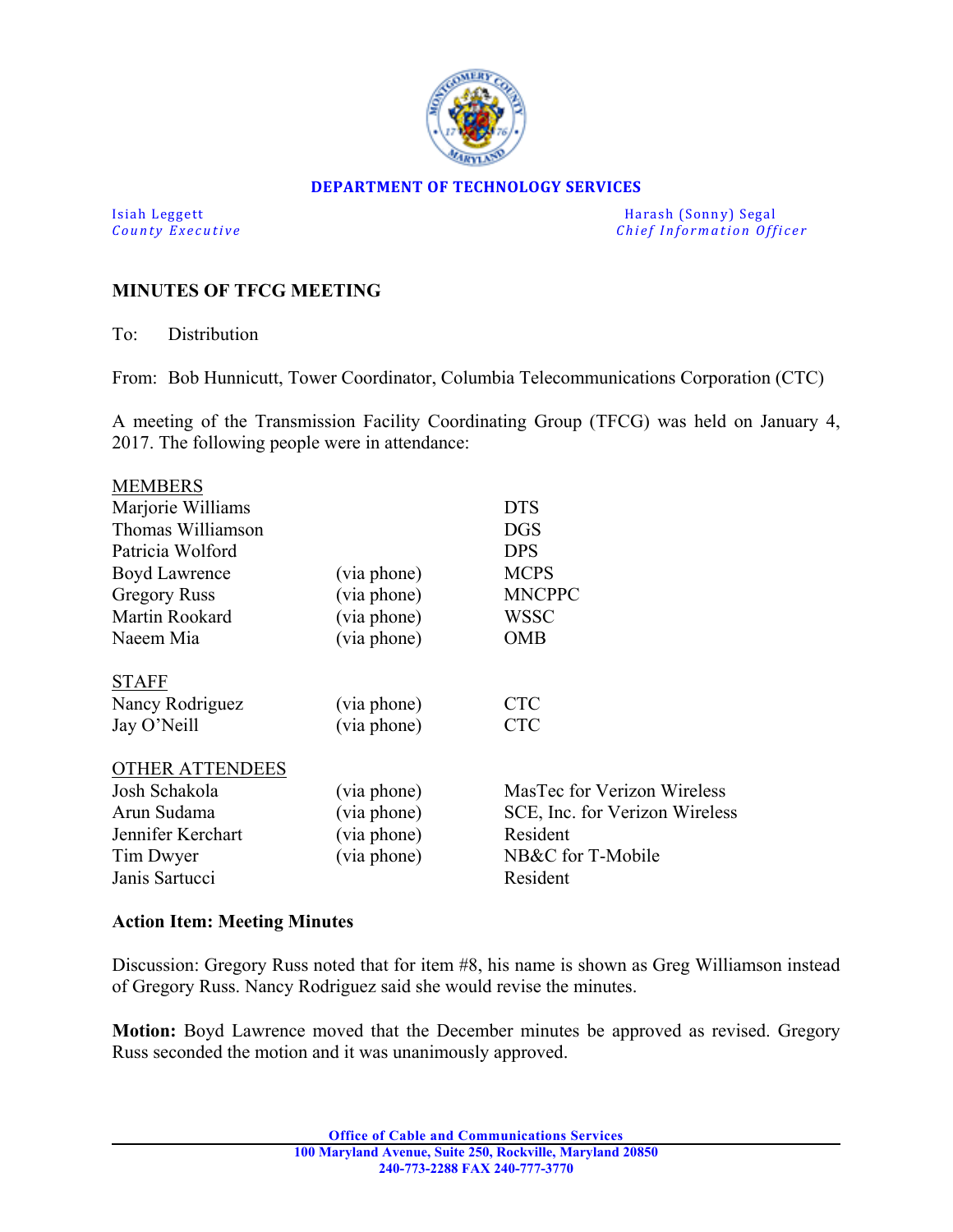**DEPARTMENT OF TECHNOLOGY SERVICES**

Isiah Leggett
*County Executive*

Harash (Sonny) Segal
*Chief Information Officer*

## MINUTES OF TFCG MEETING

To: Distribution

From: Bob Hunnicutt, Tower Coordinator, Columbia Telecommunications Corporation (CTC)

A meeting of the Transmission Facility Coordinating Group (TFCG) was held on January 4, 2017. The following people were in attendance:

MEMBERS

| | | |
|---|---|---|
| Marjorie Williams | | DTS |
| Thomas Williamson | | DGS |
| Patricia Wolford | | DPS |
| Boyd Lawrence | (via phone) | MCPS |
| Gregory Russ | (via phone) | MNCPPC |
| Martin Rookard | (via phone) | WSSC |
| Naeem Mia | (via phone) | OMB |

STAFF

| | | |
|---|---|---|
| Nancy Rodriguez | (via phone) | CTC |
| Jay O'Neill | (via phone) | CTC |

OTHER ATTENDEES

| | | |
|---|---|---|
| Josh Schakola | (via phone) | MasTec for Verizon Wireless |
| Arun Sudama | (via phone) | SCE, Inc. for Verizon Wireless |
| Jennifer Kerchart | (via phone) | Resident |
| Tim Dwyer | (via phone) | NB&C for T-Mobile |
| Janis Sartucci | | Resident |

### Action Item: Meeting Minutes

Discussion: Gregory Russ noted that for item #8, his name is shown as Greg Williamson instead of Gregory Russ. Nancy Rodriguez said she would revise the minutes.

**Motion:** Boyd Lawrence moved that the December minutes be approved as revised. Gregory Russ seconded the motion and it was unanimously approved.

**Office of Cable and Communications Services**
**100 Maryland Avenue, Suite 250, Rockville, Maryland 20850**
**240-773-2288 FAX 240-777-3770**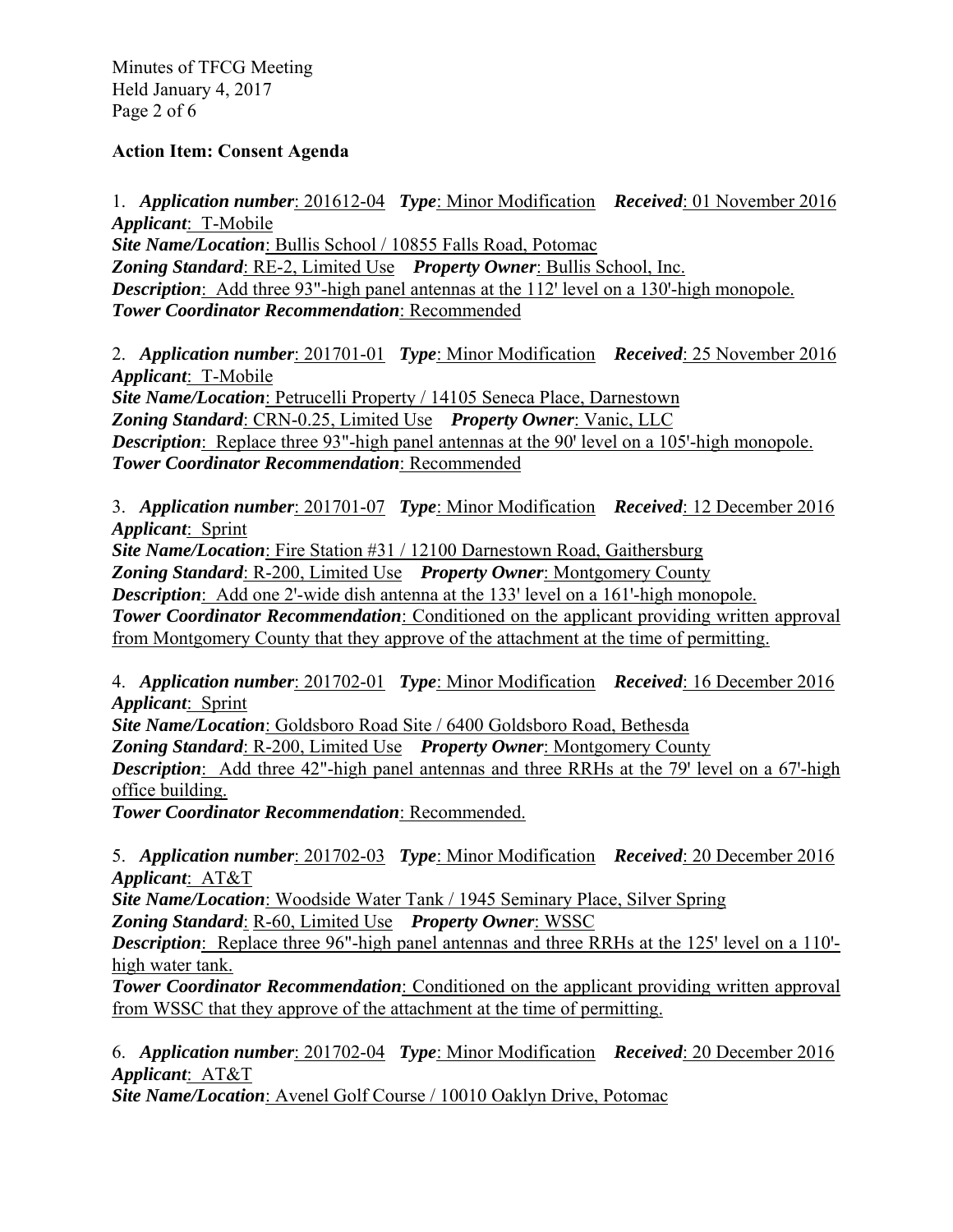**Action Item: Consent Agenda**

1. ***Application number***: 201612-04 ***Type***: Minor Modification ***Received***: 01 November 2016
***Applicant***: T-Mobile
***Site Name/Location***: Bullis School / 10855 Falls Road, Potomac
***Zoning Standard***: RE-2, Limited Use ***Property Owner***: Bullis School, Inc.
***Description***: Add three 93"-high panel antennas at the 112' level on a 130'-high monopole.
***Tower Coordinator Recommendation***: Recommended

2. ***Application number***: 201701-01 ***Type***: Minor Modification ***Received***: 25 November 2016
***Applicant***: T-Mobile
***Site Name/Location***: Petrucelli Property / 14105 Seneca Place, Darnestown
***Zoning Standard***: CRN-0.25, Limited Use ***Property Owner***: Vanic, LLC
***Description***: Replace three 93"-high panel antennas at the 90' level on a 105'-high monopole.
***Tower Coordinator Recommendation***: Recommended

3. ***Application number***: 201701-07 ***Type***: Minor Modification ***Received***: 12 December 2016
***Applicant***: Sprint
***Site Name/Location***: Fire Station #31 / 12100 Darnestown Road, Gaithersburg
***Zoning Standard***: R-200, Limited Use ***Property Owner***: Montgomery County
***Description***: Add one 2'-wide dish antenna at the 133' level on a 161'-high monopole.
***Tower Coordinator Recommendation***: Conditioned on the applicant providing written approval from Montgomery County that they approve of the attachment at the time of permitting.

4. ***Application number***: 201702-01 ***Type***: Minor Modification ***Received***: 16 December 2016
***Applicant***: Sprint
***Site Name/Location***: Goldsboro Road Site / 6400 Goldsboro Road, Bethesda
***Zoning Standard***: R-200, Limited Use ***Property Owner***: Montgomery County
***Description***: Add three 42"-high panel antennas and three RRHs at the 79' level on a 67'-high office building.
***Tower Coordinator Recommendation***: Recommended.

5. ***Application number***: 201702-03 ***Type***: Minor Modification ***Received***: 20 December 2016
***Applicant***: AT&T
***Site Name/Location***: Woodside Water Tank / 1945 Seminary Place, Silver Spring
***Zoning Standard***: R-60, Limited Use ***Property Owner***: WSSC
***Description***: Replace three 96"-high panel antennas and three RRHs at the 125' level on a 110'-high water tank.
***Tower Coordinator Recommendation***: Conditioned on the applicant providing written approval from WSSC that they approve of the attachment at the time of permitting.

6. ***Application number***: 201702-04 ***Type***: Minor Modification ***Received***: 20 December 2016
***Applicant***: AT&T
***Site Name/Location***: Avenel Golf Course / 10010 Oaklyn Drive, Potomac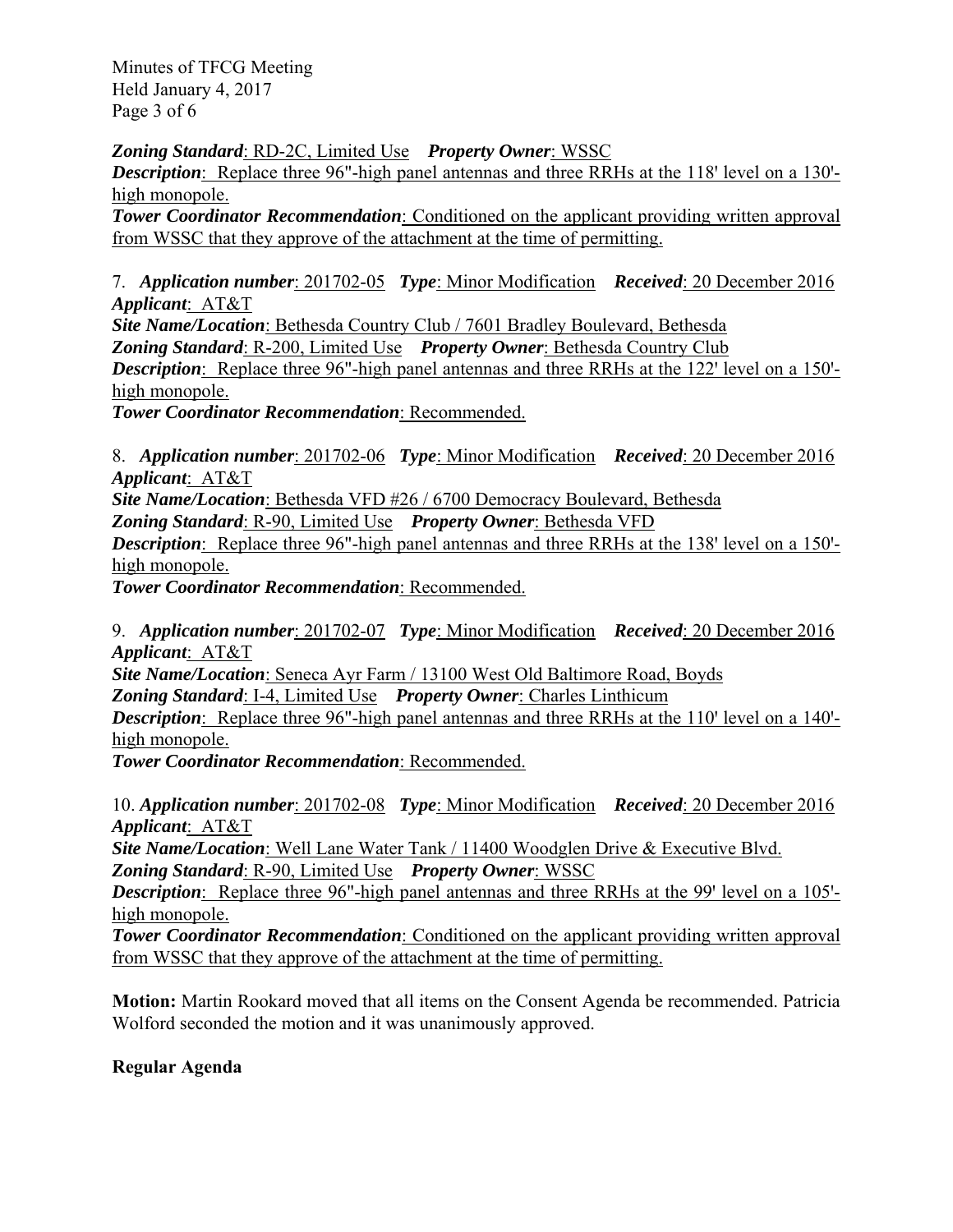***Zoning Standard***: RD-2C, Limited Use ***Property Owner***: WSSC
***Description***: Replace three 96"-high panel antennas and three RRHs at the 118' level on a 130'-high monopole.
***Tower Coordinator Recommendation***: Conditioned on the applicant providing written approval from WSSC that they approve of the attachment at the time of permitting.

7. ***Application number***: 201702-05 ***Type***: Minor Modification ***Received***: 20 December 2016
***Applicant***: AT&T
***Site Name/Location***: Bethesda Country Club / 7601 Bradley Boulevard, Bethesda
***Zoning Standard***: R-200, Limited Use ***Property Owner***: Bethesda Country Club
***Description***: Replace three 96"-high panel antennas and three RRHs at the 122' level on a 150'-high monopole.
***Tower Coordinator Recommendation***: Recommended.

8. ***Application number***: 201702-06 ***Type***: Minor Modification ***Received***: 20 December 2016
***Applicant***: AT&T
***Site Name/Location***: Bethesda VFD #26 / 6700 Democracy Boulevard, Bethesda
***Zoning Standard***: R-90, Limited Use ***Property Owner***: Bethesda VFD
***Description***: Replace three 96"-high panel antennas and three RRHs at the 138' level on a 150'-high monopole.
***Tower Coordinator Recommendation***: Recommended.

9. ***Application number***: 201702-07 ***Type***: Minor Modification ***Received***: 20 December 2016
***Applicant***: AT&T
***Site Name/Location***: Seneca Ayr Farm / 13100 West Old Baltimore Road, Boyds
***Zoning Standard***: I-4, Limited Use ***Property Owner***: Charles Linthicum
***Description***: Replace three 96"-high panel antennas and three RRHs at the 110' level on a 140'-high monopole.
***Tower Coordinator Recommendation***: Recommended.

10. ***Application number***: 201702-08 ***Type***: Minor Modification ***Received***: 20 December 2016
***Applicant***: AT&T
***Site Name/Location***: Well Lane Water Tank / 11400 Woodglen Drive & Executive Blvd.
***Zoning Standard***: R-90, Limited Use ***Property Owner***: WSSC
***Description***: Replace three 96"-high panel antennas and three RRHs at the 99' level on a 105'-high monopole.
***Tower Coordinator Recommendation***: Conditioned on the applicant providing written approval from WSSC that they approve of the attachment at the time of permitting.

**Motion:** Martin Rookard moved that all items on the Consent Agenda be recommended. Patricia Wolford seconded the motion and it was unanimously approved.

**Regular Agenda**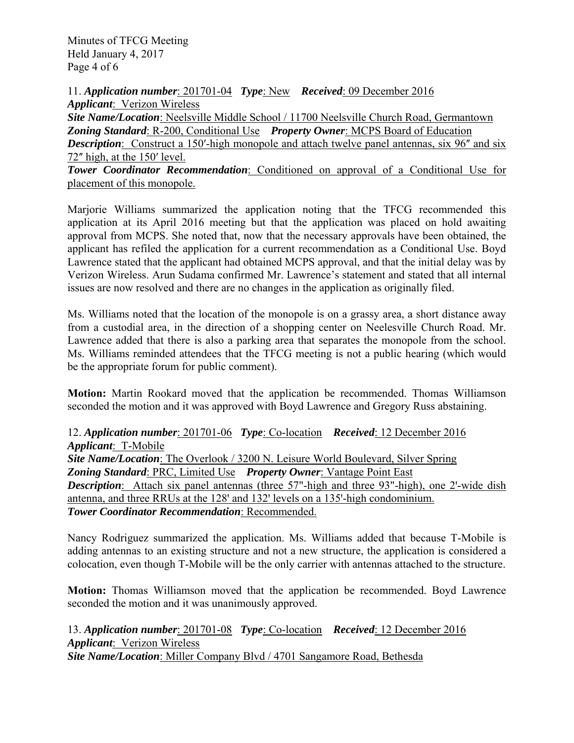11. ***Application number***: 201701-04 ***Type***: New ***Received***: 09 December 2016
***Applicant***: Verizon Wireless
***Site Name/Location***: Neelsville Middle School / 11700 Neelsville Church Road, Germantown
***Zoning Standard***: R-200, Conditional Use ***Property Owner***: MCPS Board of Education
***Description***: Construct a 150′-high monopole and attach twelve panel antennas, six 96″ and six 72″ high, at the 150′ level.
***Tower Coordinator Recommendation***: Conditioned on approval of a Conditional Use for placement of this monopole.

Marjorie Williams summarized the application noting that the TFCG recommended this application at its April 2016 meeting but that the application was placed on hold awaiting approval from MCPS. She noted that, now that the necessary approvals have been obtained, the applicant has refiled the application for a current recommendation as a Conditional Use. Boyd Lawrence stated that the applicant had obtained MCPS approval, and that the initial delay was by Verizon Wireless. Arun Sudama confirmed Mr. Lawrence's statement and stated that all internal issues are now resolved and there are no changes in the application as originally filed.

Ms. Williams noted that the location of the monopole is on a grassy area, a short distance away from a custodial area, in the direction of a shopping center on Neelesville Church Road. Mr. Lawrence added that there is also a parking area that separates the monopole from the school. Ms. Williams reminded attendees that the TFCG meeting is not a public hearing (which would be the appropriate forum for public comment).

**Motion:** Martin Rookard moved that the application be recommended. Thomas Williamson seconded the motion and it was approved with Boyd Lawrence and Gregory Russ abstaining.

12. ***Application number***: 201701-06 ***Type***: Co-location ***Received***: 12 December 2016
***Applicant***: T-Mobile
***Site Name/Location***: The Overlook / 3200 N. Leisure World Boulevard, Silver Spring
***Zoning Standard***: PRC, Limited Use ***Property Owner***: Vantage Point East
***Description***: Attach six panel antennas (three 57"-high and three 93"-high), one 2'-wide dish antenna, and three RRUs at the 128' and 132' levels on a 135'-high condominium.
***Tower Coordinator Recommendation***: Recommended.

Nancy Rodriguez summarized the application. Ms. Williams added that because T-Mobile is adding antennas to an existing structure and not a new structure, the application is considered a colocation, even though T-Mobile will be the only carrier with antennas attached to the structure.

**Motion:** Thomas Williamson moved that the application be recommended. Boyd Lawrence seconded the motion and it was unanimously approved.

13. ***Application number***: 201701-08 ***Type***: Co-location ***Received***: 12 December 2016
***Applicant***: Verizon Wireless
***Site Name/Location***: Miller Company Blvd / 4701 Sangamore Road, Bethesda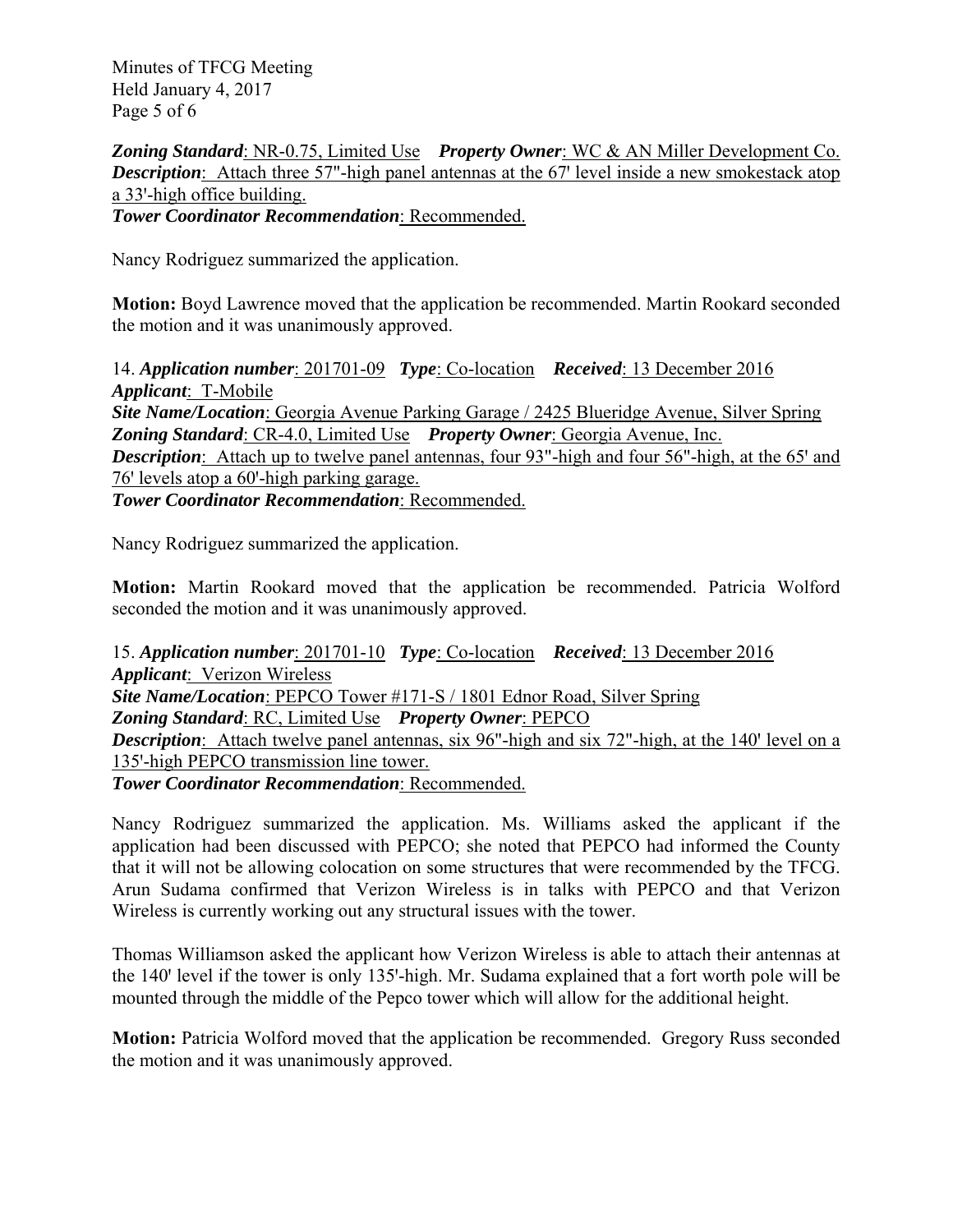***Zoning Standard***: NR-0.75, Limited Use ***Property Owner***: WC & AN Miller Development Co.
***Description***: Attach three 57"-high panel antennas at the 67' level inside a new smokestack atop a 33'-high office building.
***Tower Coordinator Recommendation***: Recommended.

Nancy Rodriguez summarized the application.

**Motion:** Boyd Lawrence moved that the application be recommended. Martin Rookard seconded the motion and it was unanimously approved.

14. ***Application number***: 201701-09 ***Type***: Co-location ***Received***: 13 December 2016
***Applicant***: T-Mobile
***Site Name/Location***: Georgia Avenue Parking Garage / 2425 Blueridge Avenue, Silver Spring
***Zoning Standard***: CR-4.0, Limited Use ***Property Owner***: Georgia Avenue, Inc.
***Description***: Attach up to twelve panel antennas, four 93"-high and four 56"-high, at the 65' and 76' levels atop a 60'-high parking garage.
***Tower Coordinator Recommendation***: Recommended.

Nancy Rodriguez summarized the application.

**Motion:** Martin Rookard moved that the application be recommended. Patricia Wolford seconded the motion and it was unanimously approved.

15. ***Application number***: 201701-10 ***Type***: Co-location ***Received***: 13 December 2016
***Applicant***: Verizon Wireless
***Site Name/Location***: PEPCO Tower #171-S / 1801 Ednor Road, Silver Spring
***Zoning Standard***: RC, Limited Use ***Property Owner***: PEPCO
***Description***: Attach twelve panel antennas, six 96"-high and six 72"-high, at the 140' level on a 135'-high PEPCO transmission line tower.
***Tower Coordinator Recommendation***: Recommended.

Nancy Rodriguez summarized the application. Ms. Williams asked the applicant if the application had been discussed with PEPCO; she noted that PEPCO had informed the County that it will not be allowing colocation on some structures that were recommended by the TFCG. Arun Sudama confirmed that Verizon Wireless is in talks with PEPCO and that Verizon Wireless is currently working out any structural issues with the tower.

Thomas Williamson asked the applicant how Verizon Wireless is able to attach their antennas at the 140' level if the tower is only 135'-high. Mr. Sudama explained that a fort worth pole will be mounted through the middle of the Pepco tower which will allow for the additional height.

**Motion:** Patricia Wolford moved that the application be recommended. Gregory Russ seconded the motion and it was unanimously approved.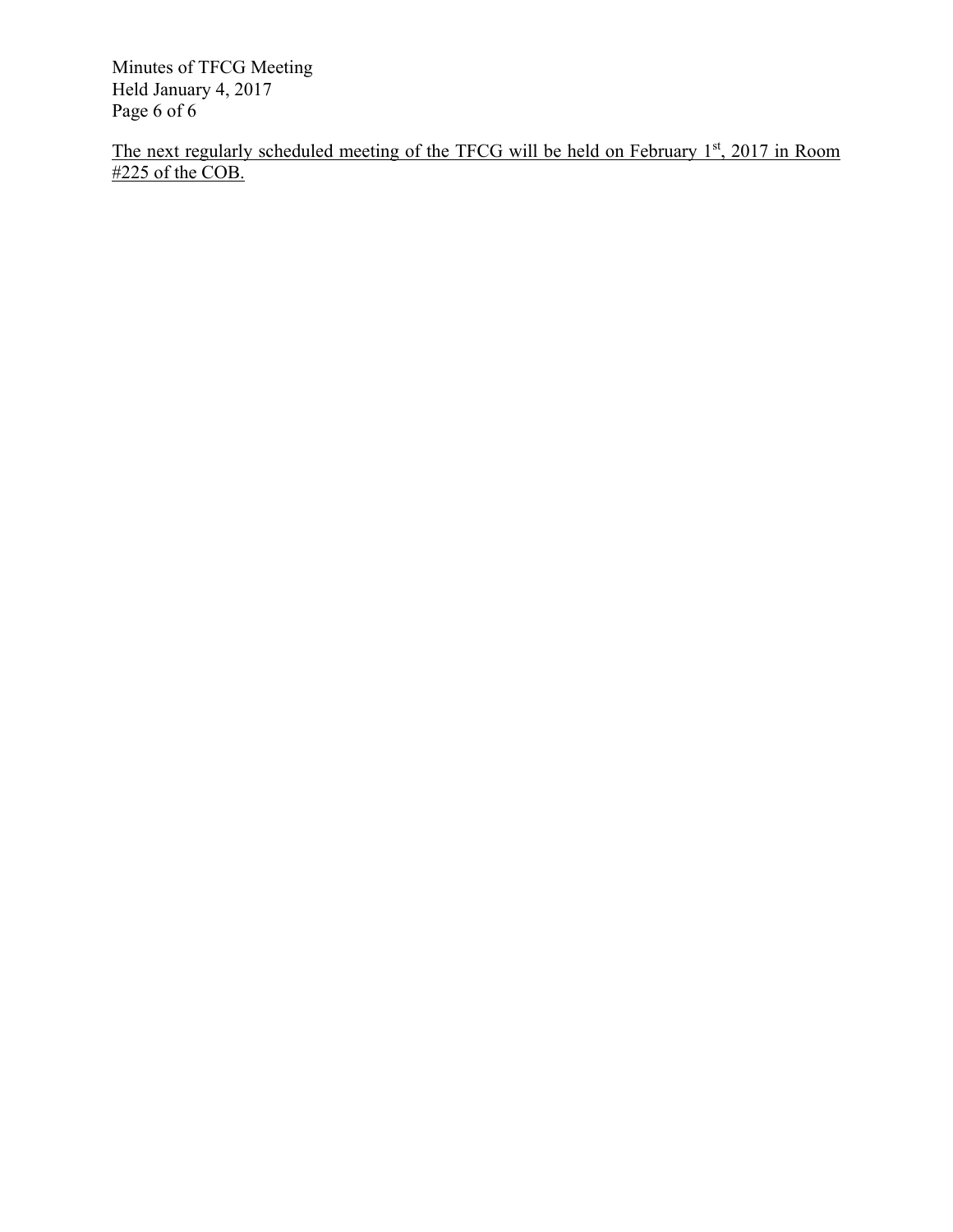The next regularly scheduled meeting of the TFCG will be held on February 1st, 2017 in Room #225 of the COB.